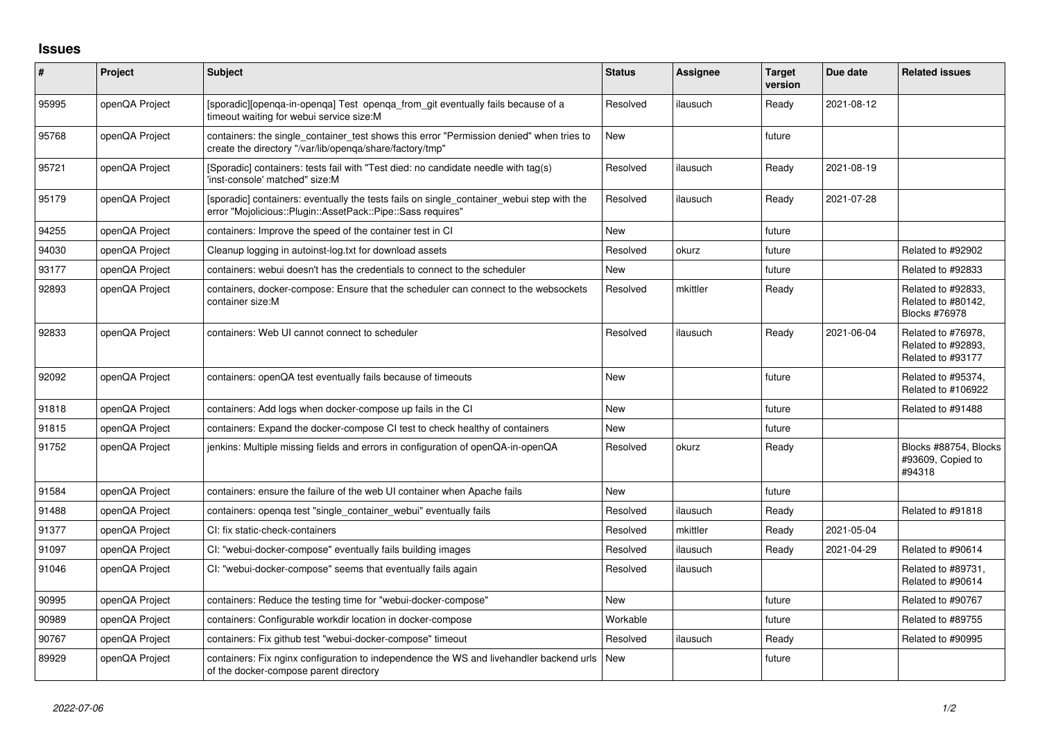# Issues

| # | Project | Subject | Status | Assignee | Target version | Due date | Related issues |
|---|---|---|---|---|---|---|---|
| 95995 | openQA Project | [sporadic][openqa-in-openqa] Test openqa_from_git eventually fails because of a timeout waiting for webui service size:M | Resolved | ilausuch | Ready | 2021-08-12 | |
| 95768 | openQA Project | containers: the single_container_test shows this error "Permission denied" when tries to create the directory "/var/lib/openqa/share/factory/tmp" | New | | future | | |
| 95721 | openQA Project | [Sporadic] containers: tests fail with "Test died: no candidate needle with tag(s) 'inst-console' matched" size:M | Resolved | ilausuch | Ready | 2021-08-19 | |
| 95179 | openQA Project | [sporadic] containers: eventually the tests fails on single_container_webui step with the error "Mojolicious::Plugin::AssetPack::Pipe::Sass requires" | Resolved | ilausuch | Ready | 2021-07-28 | |
| 94255 | openQA Project | containers: Improve the speed of the container test in CI | New | | future | | |
| 94030 | openQA Project | Cleanup logging in autoinst-log.txt for download assets | Resolved | okurz | future | | Related to #92902 |
| 93177 | openQA Project | containers: webui doesn't has the credentials to connect to the scheduler | New | | future | | Related to #92833 |
| 92893 | openQA Project | containers, docker-compose: Ensure that the scheduler can connect to the websockets container size:M | Resolved | mkittler | Ready | | Related to #92833, Related to #80142, Blocks #76978 |
| 92833 | openQA Project | containers: Web UI cannot connect to scheduler | Resolved | ilausuch | Ready | 2021-06-04 | Related to #76978, Related to #92893, Related to #93177 |
| 92092 | openQA Project | containers: openQA test eventually fails because of timeouts | New | | future | | Related to #95374, Related to #106922 |
| 91818 | openQA Project | containers: Add logs when docker-compose up fails in the CI | New | | future | | Related to #91488 |
| 91815 | openQA Project | containers: Expand the docker-compose CI test to check healthy of containers | New | | future | | |
| 91752 | openQA Project | jenkins: Multiple missing fields and errors in configuration of openQA-in-openQA | Resolved | okurz | Ready | | Blocks #88754, Blocks #93609, Copied to #94318 |
| 91584 | openQA Project | containers: ensure the failure of the web UI container when Apache fails | New | | future | | |
| 91488 | openQA Project | containers: openqa test "single_container_webui" eventually fails | Resolved | ilausuch | Ready | | Related to #91818 |
| 91377 | openQA Project | CI: fix static-check-containers | Resolved | mkittler | Ready | 2021-05-04 | |
| 91097 | openQA Project | CI: "webui-docker-compose" eventually fails building images | Resolved | ilausuch | Ready | 2021-04-29 | Related to #90614 |
| 91046 | openQA Project | CI: "webui-docker-compose" seems that eventually fails again | Resolved | ilausuch | | | Related to #89731, Related to #90614 |
| 90995 | openQA Project | containers: Reduce the testing time for "webui-docker-compose" | New | | future | | Related to #90767 |
| 90989 | openQA Project | containers: Configurable workdir location in docker-compose | Workable | | future | | Related to #89755 |
| 90767 | openQA Project | containers: Fix github test "webui-docker-compose" timeout | Resolved | ilausuch | Ready | | Related to #90995 |
| 89929 | openQA Project | containers: Fix nginx configuration to independence the WS and livehandler backend urls of the docker-compose parent directory | New | | future | | |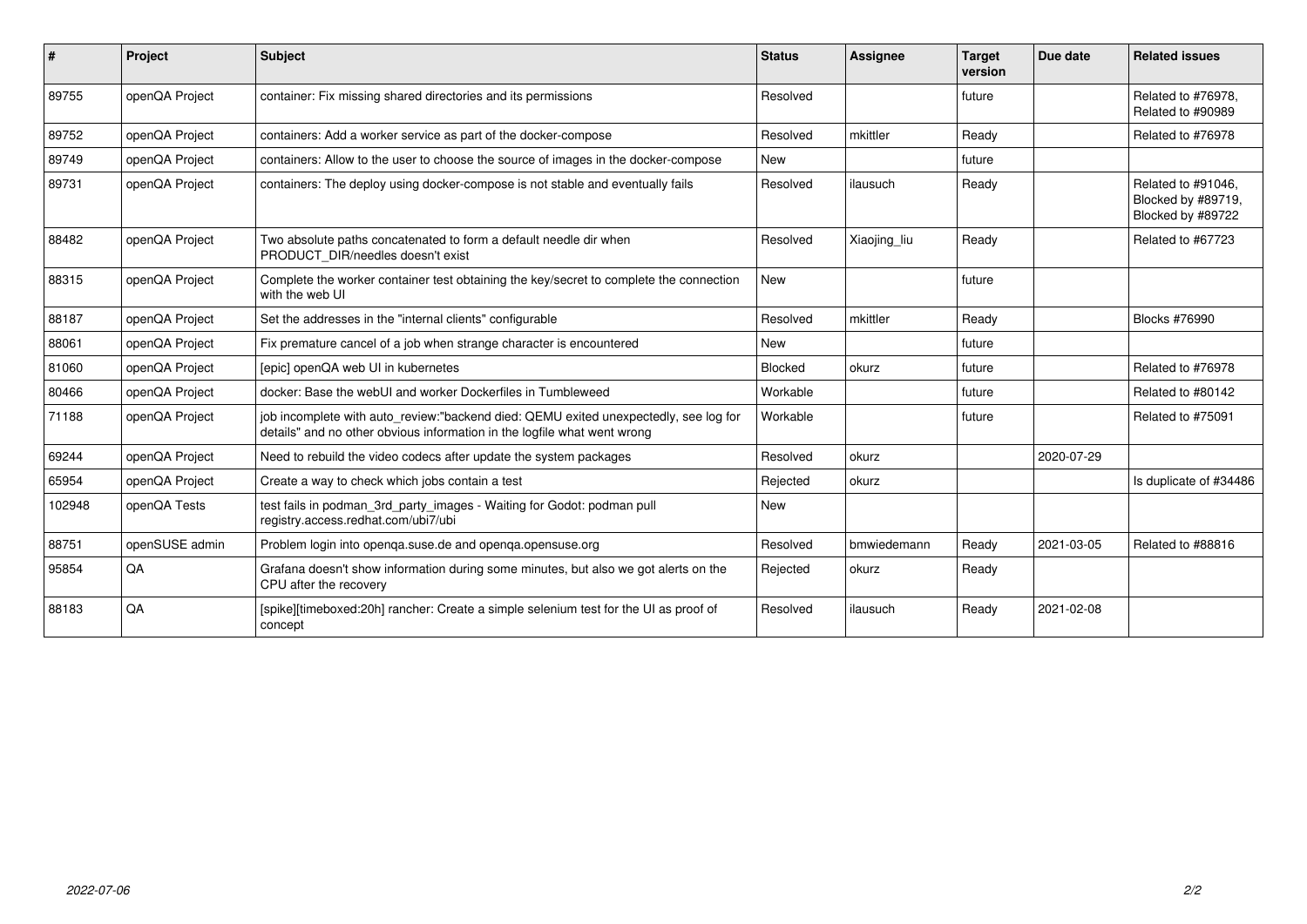| # | Project | Subject | Status | Assignee | Target version | Due date | Related issues |
|---|---|---|---|---|---|---|---|
| 89755 | openQA Project | container: Fix missing shared directories and its permissions | Resolved | | future | | Related to #76978, Related to #90989 |
| 89752 | openQA Project | containers: Add a worker service as part of the docker-compose | Resolved | mkittler | Ready | | Related to #76978 |
| 89749 | openQA Project | containers: Allow to the user to choose the source of images in the docker-compose | New | | future | | |
| 89731 | openQA Project | containers: The deploy using docker-compose is not stable and eventually fails | Resolved | ilausuch | Ready | | Related to #91046, Blocked by #89719, Blocked by #89722 |
| 88482 | openQA Project | Two absolute paths concatenated to form a default needle dir when PRODUCT_DIR/needles doesn't exist | Resolved | Xiaojing_liu | Ready | | Related to #67723 |
| 88315 | openQA Project | Complete the worker container test obtaining the key/secret to complete the connection with the web UI | New | | future | | |
| 88187 | openQA Project | Set the addresses in the "internal clients" configurable | Resolved | mkittler | Ready | | Blocks #76990 |
| 88061 | openQA Project | Fix premature cancel of a job when strange character is encountered | New | | future | | |
| 81060 | openQA Project | [epic] openQA web UI in kubernetes | Blocked | okurz | future | | Related to #76978 |
| 80466 | openQA Project | docker: Base the webUI and worker Dockerfiles in Tumbleweed | Workable | | future | | Related to #80142 |
| 71188 | openQA Project | job incomplete with auto_review:"backend died: QEMU exited unexpectedly, see log for details" and no other obvious information in the logfile what went wrong | Workable | | future | | Related to #75091 |
| 69244 | openQA Project | Need to rebuild the video codecs after update the system packages | Resolved | okurz | | 2020-07-29 | |
| 65954 | openQA Project | Create a way to check which jobs contain a test | Rejected | okurz | | | Is duplicate of #34486 |
| 102948 | openQA Tests | test fails in podman_3rd_party_images - Waiting for Godot: podman pull registry.access.redhat.com/ubi7/ubi | New | | | | |
| 88751 | openSUSE admin | Problem login into openqa.suse.de and openqa.opensuse.org | Resolved | bmwiedemann | Ready | 2021-03-05 | Related to #88816 |
| 95854 | QA | Grafana doesn't show information during some minutes, but also we got alerts on the CPU after the recovery | Rejected | okurz | Ready | | |
| 88183 | QA | [spike][timeboxed:20h] rancher: Create a simple selenium test for the UI as proof of concept | Resolved | ilausuch | Ready | 2021-02-08 | |